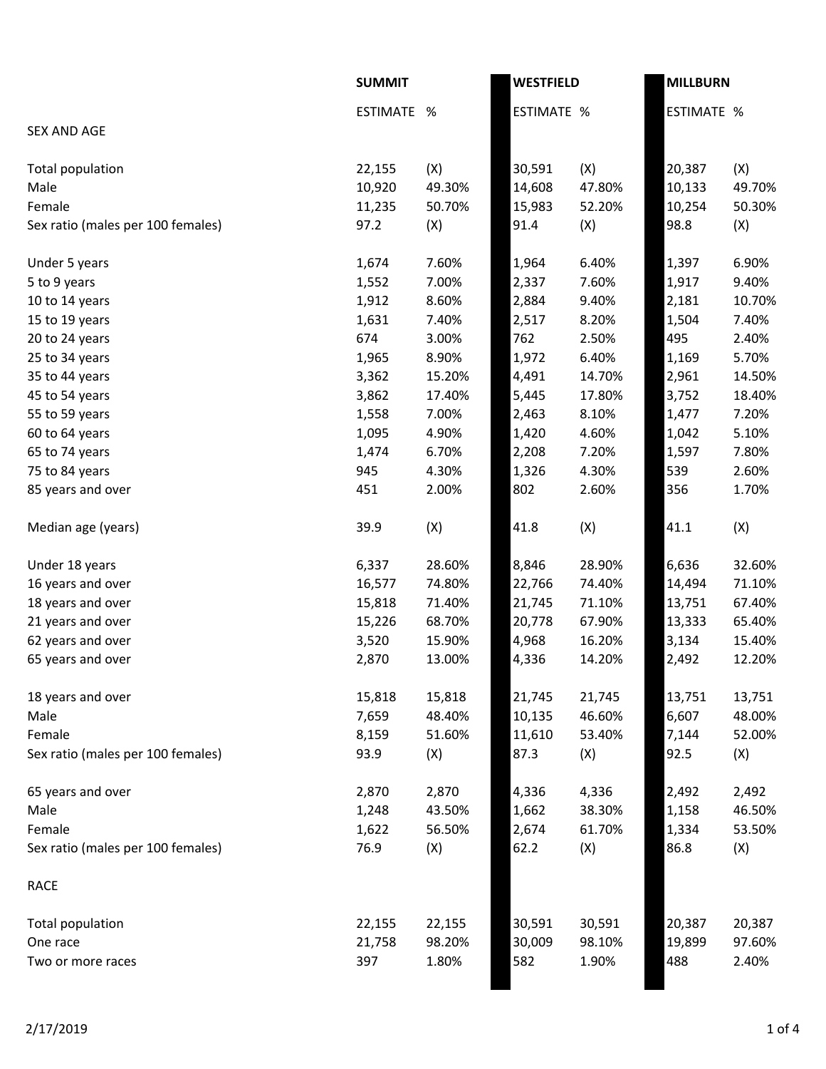| | SUMMIT | | WESTFIELD | | MILLBURN | |
|---|---|---|---|---|---|---|
| | ESTIMATE | % | ESTIMATE | % | ESTIMATE | % |
| SEX AND AGE | | | | | | |
| Total population | 22,155 | (X) | 30,591 | (X) | 20,387 | (X) |
| Male | 10,920 | 49.30% | 14,608 | 47.80% | 10,133 | 49.70% |
| Female | 11,235 | 50.70% | 15,983 | 52.20% | 10,254 | 50.30% |
| Sex ratio (males per 100 females) | 97.2 | (X) | 91.4 | (X) | 98.8 | (X) |
| Under 5 years | 1,674 | 7.60% | 1,964 | 6.40% | 1,397 | 6.90% |
| 5 to 9 years | 1,552 | 7.00% | 2,337 | 7.60% | 1,917 | 9.40% |
| 10 to 14 years | 1,912 | 8.60% | 2,884 | 9.40% | 2,181 | 10.70% |
| 15 to 19 years | 1,631 | 7.40% | 2,517 | 8.20% | 1,504 | 7.40% |
| 20 to 24 years | 674 | 3.00% | 762 | 2.50% | 495 | 2.40% |
| 25 to 34 years | 1,965 | 8.90% | 1,972 | 6.40% | 1,169 | 5.70% |
| 35 to 44 years | 3,362 | 15.20% | 4,491 | 14.70% | 2,961 | 14.50% |
| 45 to 54 years | 3,862 | 17.40% | 5,445 | 17.80% | 3,752 | 18.40% |
| 55 to 59 years | 1,558 | 7.00% | 2,463 | 8.10% | 1,477 | 7.20% |
| 60 to 64 years | 1,095 | 4.90% | 1,420 | 4.60% | 1,042 | 5.10% |
| 65 to 74 years | 1,474 | 6.70% | 2,208 | 7.20% | 1,597 | 7.80% |
| 75 to 84 years | 945 | 4.30% | 1,326 | 4.30% | 539 | 2.60% |
| 85 years and over | 451 | 2.00% | 802 | 2.60% | 356 | 1.70% |
| Median age (years) | 39.9 | (X) | 41.8 | (X) | 41.1 | (X) |
| Under 18 years | 6,337 | 28.60% | 8,846 | 28.90% | 6,636 | 32.60% |
| 16 years and over | 16,577 | 74.80% | 22,766 | 74.40% | 14,494 | 71.10% |
| 18 years and over | 15,818 | 71.40% | 21,745 | 71.10% | 13,751 | 67.40% |
| 21 years and over | 15,226 | 68.70% | 20,778 | 67.90% | 13,333 | 65.40% |
| 62 years and over | 3,520 | 15.90% | 4,968 | 16.20% | 3,134 | 15.40% |
| 65 years and over | 2,870 | 13.00% | 4,336 | 14.20% | 2,492 | 12.20% |
| 18 years and over | 15,818 | 15,818 | 21,745 | 21,745 | 13,751 | 13,751 |
| Male | 7,659 | 48.40% | 10,135 | 46.60% | 6,607 | 48.00% |
| Female | 8,159 | 51.60% | 11,610 | 53.40% | 7,144 | 52.00% |
| Sex ratio (males per 100 females) | 93.9 | (X) | 87.3 | (X) | 92.5 | (X) |
| 65 years and over | 2,870 | 2,870 | 4,336 | 4,336 | 2,492 | 2,492 |
| Male | 1,248 | 43.50% | 1,662 | 38.30% | 1,158 | 46.50% |
| Female | 1,622 | 56.50% | 2,674 | 61.70% | 1,334 | 53.50% |
| Sex ratio (males per 100 females) | 76.9 | (X) | 62.2 | (X) | 86.8 | (X) |
| RACE | | | | | | |
| Total population | 22,155 | 22,155 | 30,591 | 30,591 | 20,387 | 20,387 |
| One race | 21,758 | 98.20% | 30,009 | 98.10% | 19,899 | 97.60% |
| Two or more races | 397 | 1.80% | 582 | 1.90% | 488 | 2.40% |

2/17/2019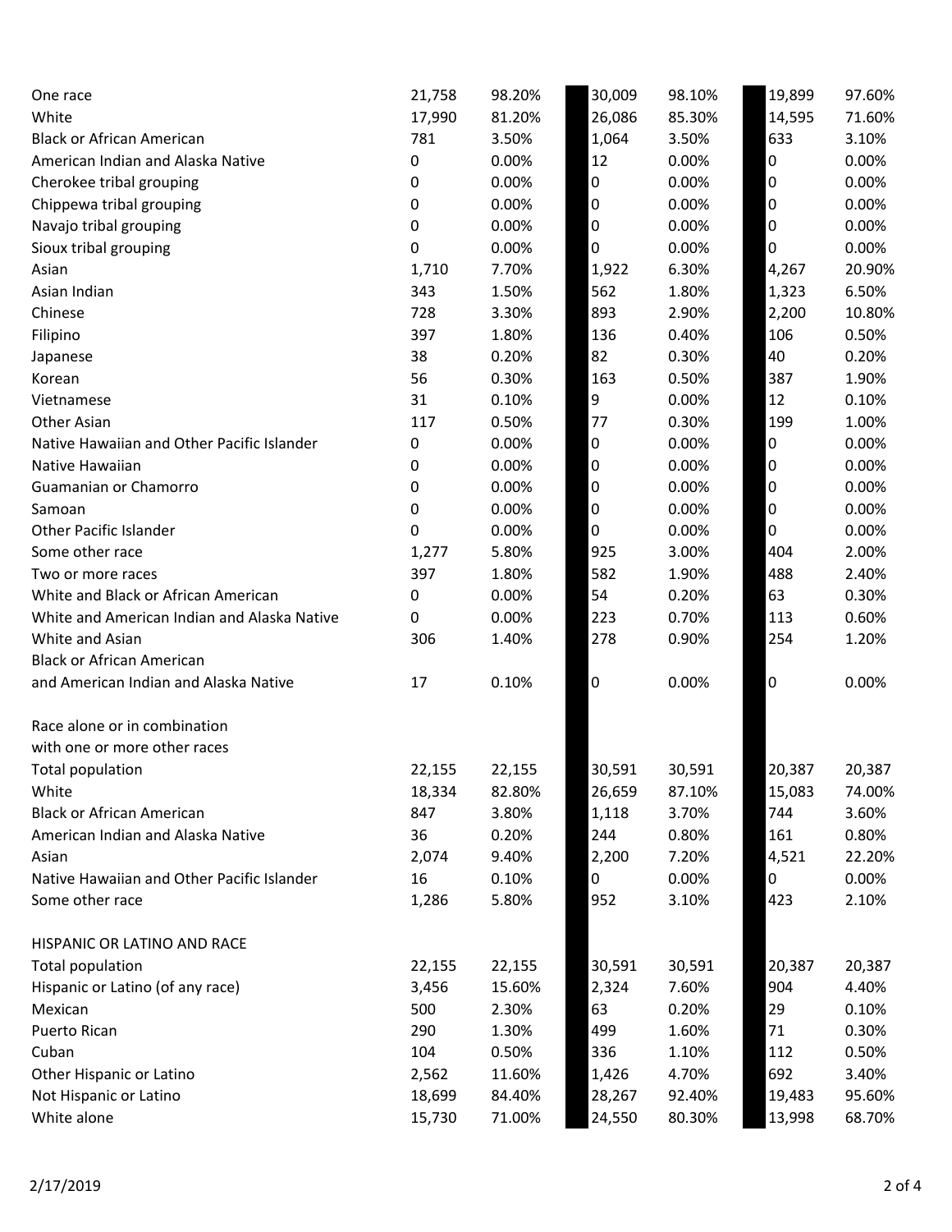| | | | | | | |
|---|---|---|---|---|---|---|
| One race | 21,758 | 98.20% | 30,009 | 98.10% | 19,899 | 97.60% |
| White | 17,990 | 81.20% | 26,086 | 85.30% | 14,595 | 71.60% |
| Black or African American | 781 | 3.50% | 1,064 | 3.50% | 633 | 3.10% |
| American Indian and Alaska Native | 0 | 0.00% | 12 | 0.00% | 0 | 0.00% |
| Cherokee tribal grouping | 0 | 0.00% | 0 | 0.00% | 0 | 0.00% |
| Chippewa tribal grouping | 0 | 0.00% | 0 | 0.00% | 0 | 0.00% |
| Navajo tribal grouping | 0 | 0.00% | 0 | 0.00% | 0 | 0.00% |
| Sioux tribal grouping | 0 | 0.00% | 0 | 0.00% | 0 | 0.00% |
| Asian | 1,710 | 7.70% | 1,922 | 6.30% | 4,267 | 20.90% |
| Asian Indian | 343 | 1.50% | 562 | 1.80% | 1,323 | 6.50% |
| Chinese | 728 | 3.30% | 893 | 2.90% | 2,200 | 10.80% |
| Filipino | 397 | 1.80% | 136 | 0.40% | 106 | 0.50% |
| Japanese | 38 | 0.20% | 82 | 0.30% | 40 | 0.20% |
| Korean | 56 | 0.30% | 163 | 0.50% | 387 | 1.90% |
| Vietnamese | 31 | 0.10% | 9 | 0.00% | 12 | 0.10% |
| Other Asian | 117 | 0.50% | 77 | 0.30% | 199 | 1.00% |
| Native Hawaiian and Other Pacific Islander | 0 | 0.00% | 0 | 0.00% | 0 | 0.00% |
| Native Hawaiian | 0 | 0.00% | 0 | 0.00% | 0 | 0.00% |
| Guamanian or Chamorro | 0 | 0.00% | 0 | 0.00% | 0 | 0.00% |
| Samoan | 0 | 0.00% | 0 | 0.00% | 0 | 0.00% |
| Other Pacific Islander | 0 | 0.00% | 0 | 0.00% | 0 | 0.00% |
| Some other race | 1,277 | 5.80% | 925 | 3.00% | 404 | 2.00% |
| Two or more races | 397 | 1.80% | 582 | 1.90% | 488 | 2.40% |
| White and Black or African American | 0 | 0.00% | 54 | 0.20% | 63 | 0.30% |
| White and American Indian and Alaska Native | 0 | 0.00% | 223 | 0.70% | 113 | 0.60% |
| White and Asian | 306 | 1.40% | 278 | 0.90% | 254 | 1.20% |
| Black or African American and American Indian and Alaska Native | 17 | 0.10% | 0 | 0.00% | 0 | 0.00% |
| | | | | | | |
| Race alone or in combination with one or more other races | | | | | | |
| Total population | 22,155 | 22,155 | 30,591 | 30,591 | 20,387 | 20,387 |
| White | 18,334 | 82.80% | 26,659 | 87.10% | 15,083 | 74.00% |
| Black or African American | 847 | 3.80% | 1,118 | 3.70% | 744 | 3.60% |
| American Indian and Alaska Native | 36 | 0.20% | 244 | 0.80% | 161 | 0.80% |
| Asian | 2,074 | 9.40% | 2,200 | 7.20% | 4,521 | 22.20% |
| Native Hawaiian and Other Pacific Islander | 16 | 0.10% | 0 | 0.00% | 0 | 0.00% |
| Some other race | 1,286 | 5.80% | 952 | 3.10% | 423 | 2.10% |
| | | | | | | |
| HISPANIC OR LATINO AND RACE | | | | | | |
| Total population | 22,155 | 22,155 | 30,591 | 30,591 | 20,387 | 20,387 |
| Hispanic or Latino (of any race) | 3,456 | 15.60% | 2,324 | 7.60% | 904 | 4.40% |
| Mexican | 500 | 2.30% | 63 | 0.20% | 29 | 0.10% |
| Puerto Rican | 290 | 1.30% | 499 | 1.60% | 71 | 0.30% |
| Cuban | 104 | 0.50% | 336 | 1.10% | 112 | 0.50% |
| Other Hispanic or Latino | 2,562 | 11.60% | 1,426 | 4.70% | 692 | 3.40% |
| Not Hispanic or Latino | 18,699 | 84.40% | 28,267 | 92.40% | 19,483 | 95.60% |
| White alone | 15,730 | 71.00% | 24,550 | 80.30% | 13,998 | 68.70% |

2/17/2019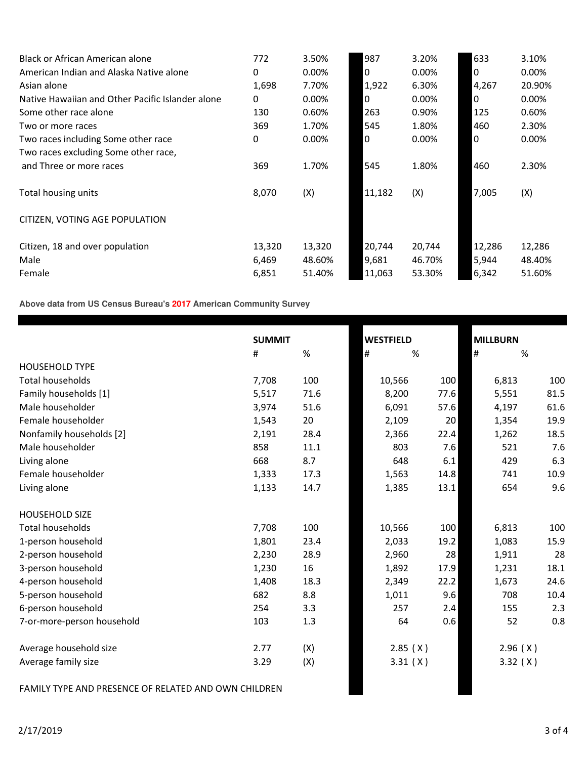|  |  |  |  |  |  |  |
|---|---|---|---|---|---|---|
| Black or African American alone | 772 | 3.50% | 987 | 3.20% | 633 | 3.10% |
| American Indian and Alaska Native alone | 0 | 0.00% | 0 | 0.00% | 0 | 0.00% |
| Asian alone | 1,698 | 7.70% | 1,922 | 6.30% | 4,267 | 20.90% |
| Native Hawaiian and Other Pacific Islander alone | 0 | 0.00% | 0 | 0.00% | 0 | 0.00% |
| Some other race alone | 130 | 0.60% | 263 | 0.90% | 125 | 0.60% |
| Two or more races | 369 | 1.70% | 545 | 1.80% | 460 | 2.30% |
| Two races including Some other race | 0 | 0.00% | 0 | 0.00% | 0 | 0.00% |
| Two races excluding Some other race, and Three or more races | 369 | 1.70% | 545 | 1.80% | 460 | 2.30% |
| Total housing units | 8,070 | (X) | 11,182 | (X) | 7,005 | (X) |
| CITIZEN, VOTING AGE POPULATION |  |  |  |  |  |  |
| Citizen, 18 and over population | 13,320 | 13,320 | 20,744 | 20,744 | 12,286 | 12,286 |
| Male | 6,469 | 48.60% | 9,681 | 46.70% | 5,944 | 48.40% |
| Female | 6,851 | 51.40% | 11,063 | 53.30% | 6,342 | 51.60% |

**Above data from US Census Bureau's 2017 American Community Survey**

|  | SUMMIT |  | WESTFIELD |  | MILLBURN |  |
|---|---|---|---|---|---|---|
|  | # | % | # | % | # | % |
| HOUSEHOLD TYPE |  |  |  |  |  |  |
| Total households | 7,708 | 100 | 10,566 | 100 | 6,813 | 100 |
| Family households [1] | 5,517 | 71.6 | 8,200 | 77.6 | 5,551 | 81.5 |
| Male householder | 3,974 | 51.6 | 6,091 | 57.6 | 4,197 | 61.6 |
| Female householder | 1,543 | 20 | 2,109 | 20 | 1,354 | 19.9 |
| Nonfamily households [2] | 2,191 | 28.4 | 2,366 | 22.4 | 1,262 | 18.5 |
| Male householder | 858 | 11.1 | 803 | 7.6 | 521 | 7.6 |
| Living alone | 668 | 8.7 | 648 | 6.1 | 429 | 6.3 |
| Female householder | 1,333 | 17.3 | 1,563 | 14.8 | 741 | 10.9 |
| Living alone | 1,133 | 14.7 | 1,385 | 13.1 | 654 | 9.6 |
| HOUSEHOLD SIZE |  |  |  |  |  |  |
| Total households | 7,708 | 100 | 10,566 | 100 | 6,813 | 100 |
| 1-person household | 1,801 | 23.4 | 2,033 | 19.2 | 1,083 | 15.9 |
| 2-person household | 2,230 | 28.9 | 2,960 | 28 | 1,911 | 28 |
| 3-person household | 1,230 | 16 | 1,892 | 17.9 | 1,231 | 18.1 |
| 4-person household | 1,408 | 18.3 | 2,349 | 22.2 | 1,673 | 24.6 |
| 5-person household | 682 | 8.8 | 1,011 | 9.6 | 708 | 10.4 |
| 6-person household | 254 | 3.3 | 257 | 2.4 | 155 | 2.3 |
| 7-or-more-person household | 103 | 1.3 | 64 | 0.6 | 52 | 0.8 |
| Average household size | 2.77 | (X) | 2.85 | ( X ) | 2.96 | ( X ) |
| Average family size | 3.29 | (X) | 3.31 | ( X ) | 3.32 | ( X ) |

FAMILY TYPE AND PRESENCE OF RELATED AND OWN CHILDREN

2/17/2019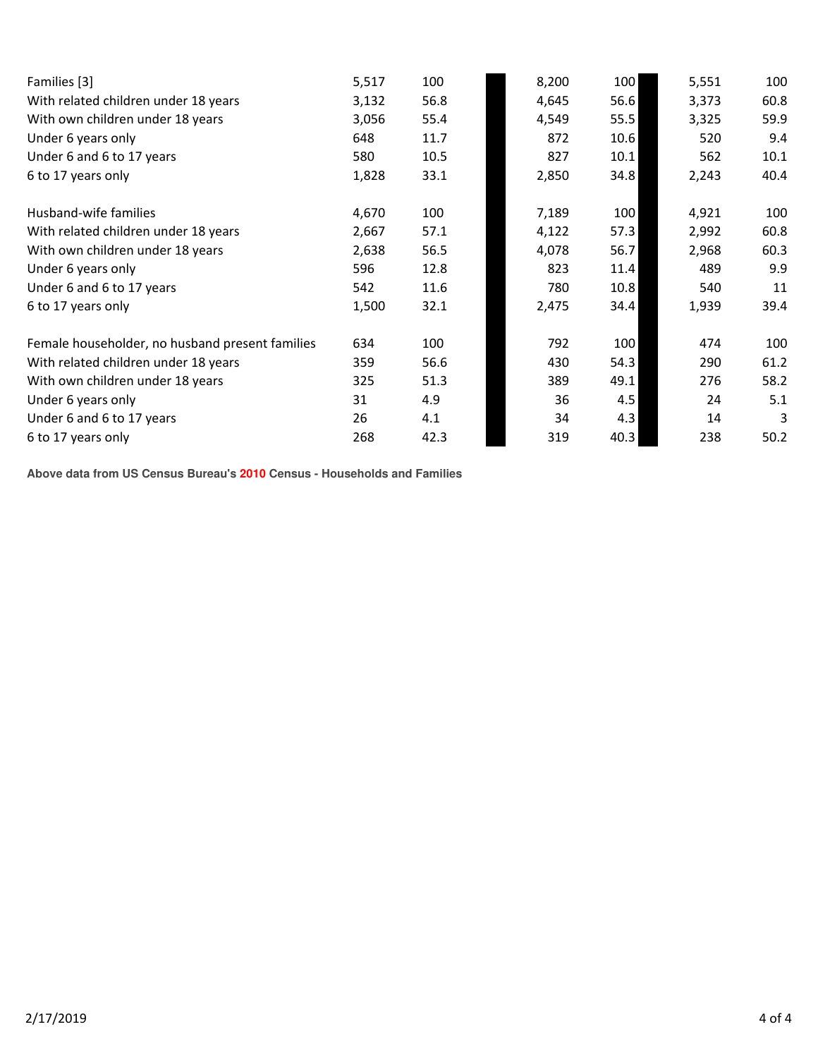| | | | | | | |
|---|---|---|---|---|---|---|
| Families [3] | 5,517 | 100 | 8,200 | 100 | 5,551 | 100 |
| With related children under 18 years | 3,132 | 56.8 | 4,645 | 56.6 | 3,373 | 60.8 |
| With own children under 18 years | 3,056 | 55.4 | 4,549 | 55.5 | 3,325 | 59.9 |
| Under 6 years only | 648 | 11.7 | 872 | 10.6 | 520 | 9.4 |
| Under 6 and 6 to 17 years | 580 | 10.5 | 827 | 10.1 | 562 | 10.1 |
| 6 to 17 years only | 1,828 | 33.1 | 2,850 | 34.8 | 2,243 | 40.4 |
| | | | | | | |
| Husband-wife families | 4,670 | 100 | 7,189 | 100 | 4,921 | 100 |
| With related children under 18 years | 2,667 | 57.1 | 4,122 | 57.3 | 2,992 | 60.8 |
| With own children under 18 years | 2,638 | 56.5 | 4,078 | 56.7 | 2,968 | 60.3 |
| Under 6 years only | 596 | 12.8 | 823 | 11.4 | 489 | 9.9 |
| Under 6 and 6 to 17 years | 542 | 11.6 | 780 | 10.8 | 540 | 11 |
| 6 to 17 years only | 1,500 | 32.1 | 2,475 | 34.4 | 1,939 | 39.4 |
| | | | | | | |
| Female householder, no husband present families | 634 | 100 | 792 | 100 | 474 | 100 |
| With related children under 18 years | 359 | 56.6 | 430 | 54.3 | 290 | 61.2 |
| With own children under 18 years | 325 | 51.3 | 389 | 49.1 | 276 | 58.2 |
| Under 6 years only | 31 | 4.9 | 36 | 4.5 | 24 | 5.1 |
| Under 6 and 6 to 17 years | 26 | 4.1 | 34 | 4.3 | 14 | 3 |
| 6 to 17 years only | 268 | 42.3 | 319 | 40.3 | 238 | 50.2 |

**Above data from US Census Bureau's 2010 Census - Households and Families**

2/17/2019